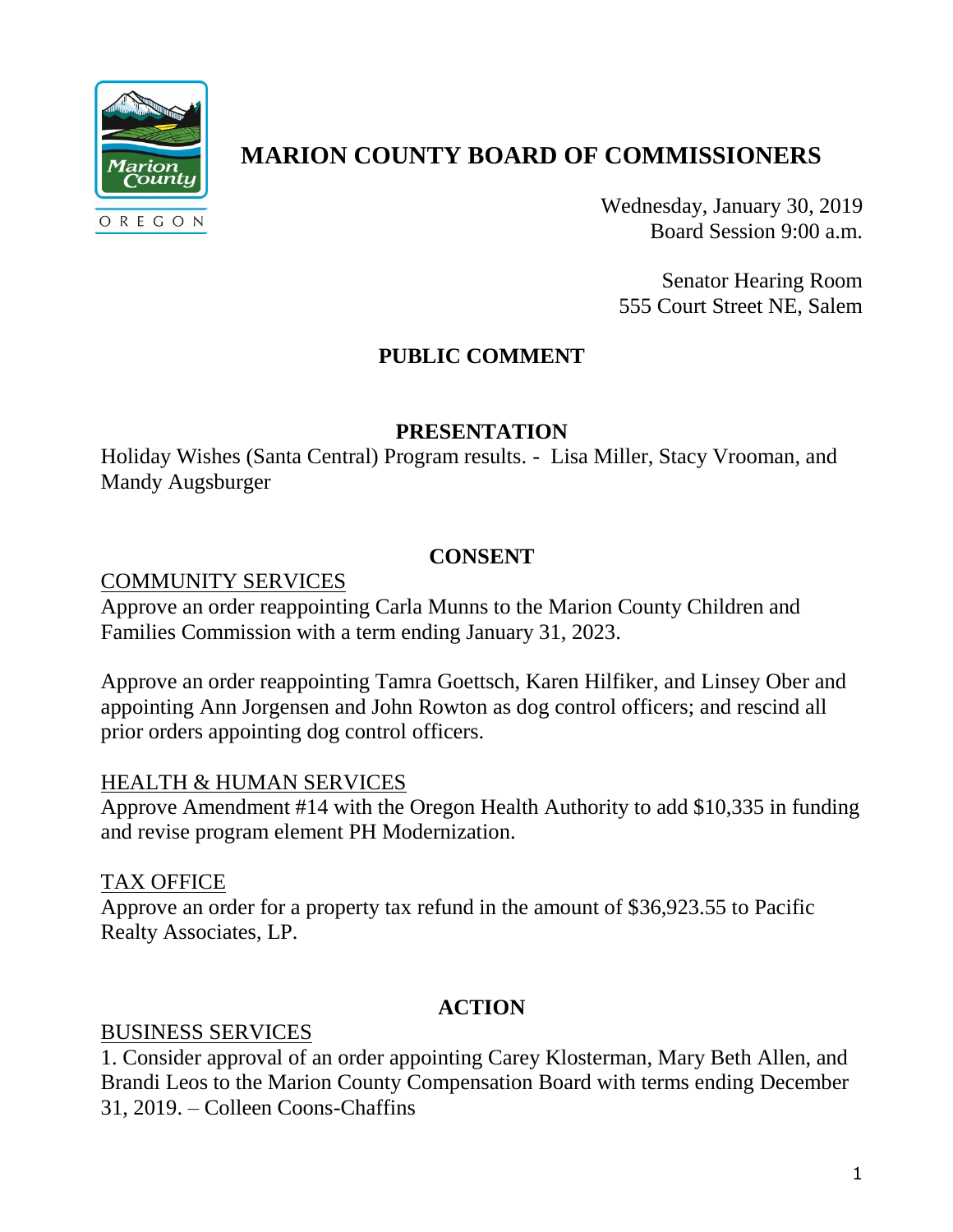# MARION COUNTY BOARD OF COMMISSIONERS

Wednesday, January 30, 2019
Board Session 9:00 a.m.

Senator Hearing Room
555 Court Street NE, Salem

## PUBLIC COMMENT

## PRESENTATION

Holiday Wishes (Santa Central) Program results. - Lisa Miller, Stacy Vrooman, and Mandy Augsburger

## CONSENT

COMMUNITY SERVICES

Approve an order reappointing Carla Munns to the Marion County Children and Families Commission with a term ending January 31, 2023.

Approve an order reappointing Tamra Goettsch, Karen Hilfiker, and Linsey Ober and appointing Ann Jorgensen and John Rowton as dog control officers; and rescind all prior orders appointing dog control officers.

HEALTH & HUMAN SERVICES

Approve Amendment #14 with the Oregon Health Authority to add $10,335 in funding and revise program element PH Modernization.

TAX OFFICE

Approve an order for a property tax refund in the amount of $36,923.55 to Pacific Realty Associates, LP.

## ACTION

BUSINESS SERVICES

1. Consider approval of an order appointing Carey Klosterman, Mary Beth Allen, and Brandi Leos to the Marion County Compensation Board with terms ending December 31, 2019. – Colleen Coons-Chaffins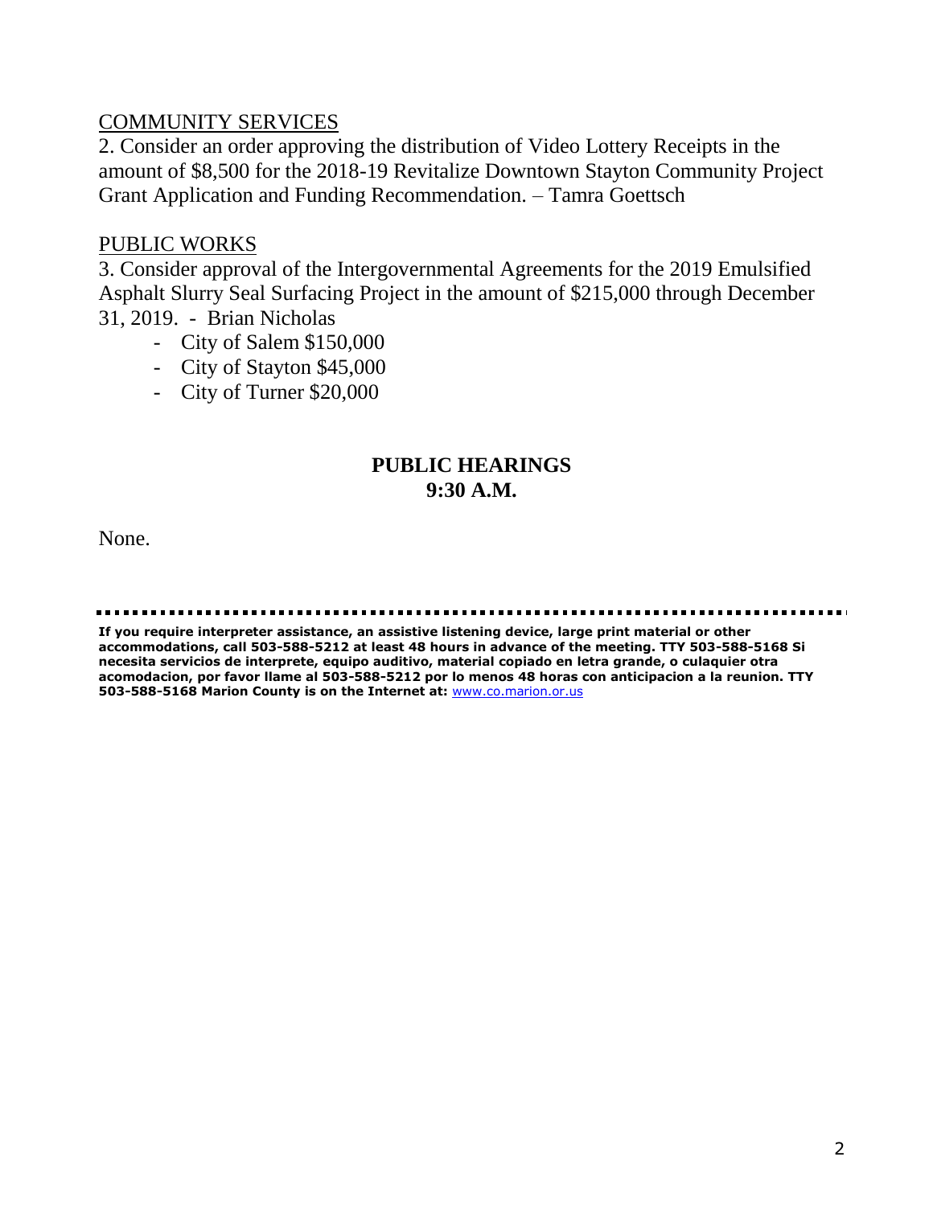COMMUNITY SERVICES

2. Consider an order approving the distribution of Video Lottery Receipts in the amount of $8,500 for the 2018-19 Revitalize Downtown Stayton Community Project Grant Application and Funding Recommendation. – Tamra Goettsch

PUBLIC WORKS

3. Consider approval of the Intergovernmental Agreements for the 2019 Emulsified Asphalt Slurry Seal Surfacing Project in the amount of $215,000 through December 31, 2019. - Brian Nicholas

- City of Salem $150,000
- City of Stayton $45,000
- City of Turner $20,000

## PUBLIC HEARINGS 9:30 A.M.

None.

---

**If you require interpreter assistance, an assistive listening device, large print material or other accommodations, call 503-588-5212 at least 48 hours in advance of the meeting. TTY 503-588-5168 Si necesita servicios de interprete, equipo auditivo, material copiado en letra grande, o culaquier otra acomodacion, por favor llame al 503-588-5212 por lo menos 48 horas con anticipacion a la reunion. TTY 503-588-5168 Marion County is on the Internet at:** www.co.marion.or.us